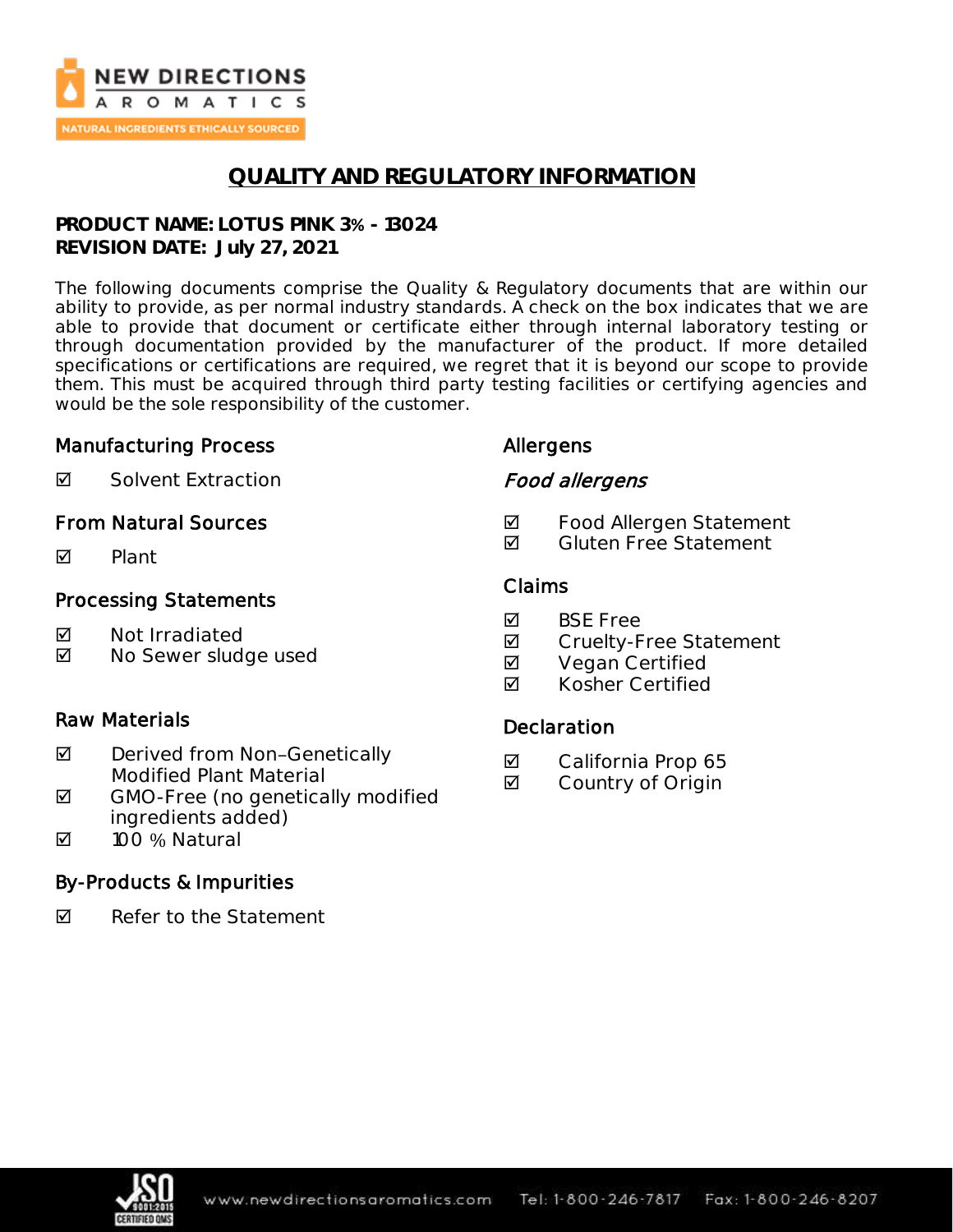# QUALITY AND REGULATORY INFORMATION

**PRODUCT NAME: LOTUS PINK 3% - 13024**
**REVISION DATE: July 27, 2021**

The following documents comprise the Quality & Regulatory documents that are within our ability to provide, as per normal industry standards. A check on the box indicates that we are able to provide that document or certificate either through internal laboratory testing or through documentation provided by the manufacturer of the product. If more detailed specifications or certifications are required, we regret that it is beyond our scope to provide them. This must be acquired through third party testing facilities or certifying agencies and would be the sole responsibility of the customer.

## Manufacturing Process

- ☑ Solvent Extraction

## From Natural Sources

- ☑ Plant

## Processing Statements

- ☑ Not Irradiated
- ☑ No Sewer sludge used

## Raw Materials

- ☑ Derived from Non–Genetically Modified Plant Material
- ☑ GMO-Free (no genetically modified ingredients added)
- ☑ 100 % Natural

## By-Products & Impurities

- ☑ Refer to the Statement

## Allergens

### *Food allergens*

- ☑ Food Allergen Statement
- ☑ Gluten Free Statement

## Claims

- ☑ BSE Free
- ☑ Cruelty-Free Statement
- ☑ Vegan Certified
- ☑ Kosher Certified

## Declaration

- ☑ California Prop 65
- ☑ Country of Origin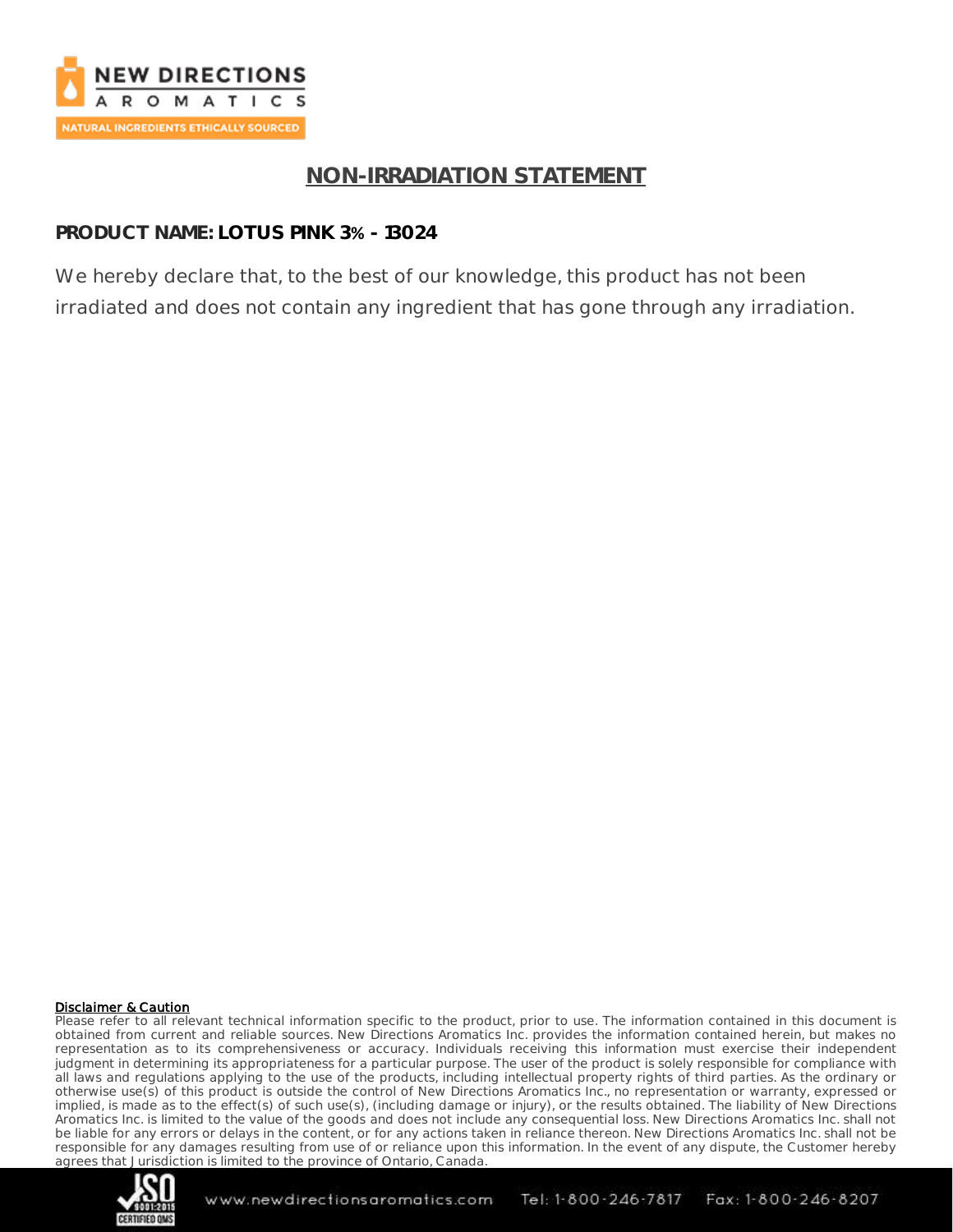# NON-IRRADIATION STATEMENT

**PRODUCT NAME: LOTUS PINK 3% - 13024**

We hereby declare that, to the best of our knowledge, this product has not been irradiated and does not contain any ingredient that has gone through any irradiation.

**Disclaimer & Caution**

Please refer to all relevant technical information specific to the product, prior to use. The information contained in this document is obtained from current and reliable sources. New Directions Aromatics Inc. provides the information contained herein, but makes no representation as to its comprehensiveness or accuracy. Individuals receiving this information must exercise their independent judgment in determining its appropriateness for a particular purpose. The user of the product is solely responsible for compliance with all laws and regulations applying to the use of the products, including intellectual property rights of third parties. As the ordinary or otherwise use(s) of this product is outside the control of New Directions Aromatics Inc., no representation or warranty, expressed or implied, is made as to the effect(s) of such use(s), (including damage or injury), or the results obtained. The liability of New Directions Aromatics Inc. is limited to the value of the goods and does not include any consequential loss. New Directions Aromatics Inc. shall not be liable for any errors or delays in the content, or for any actions taken in reliance thereon. New Directions Aromatics Inc. shall not be responsible for any damages resulting from use of or reliance upon this information. In the event of any dispute, the Customer hereby agrees that Jurisdiction is limited to the province of Ontario, Canada.

www.newdirectionsaromatics.com Tel: 1-800-246-7817 Fax: 1-800-246-8207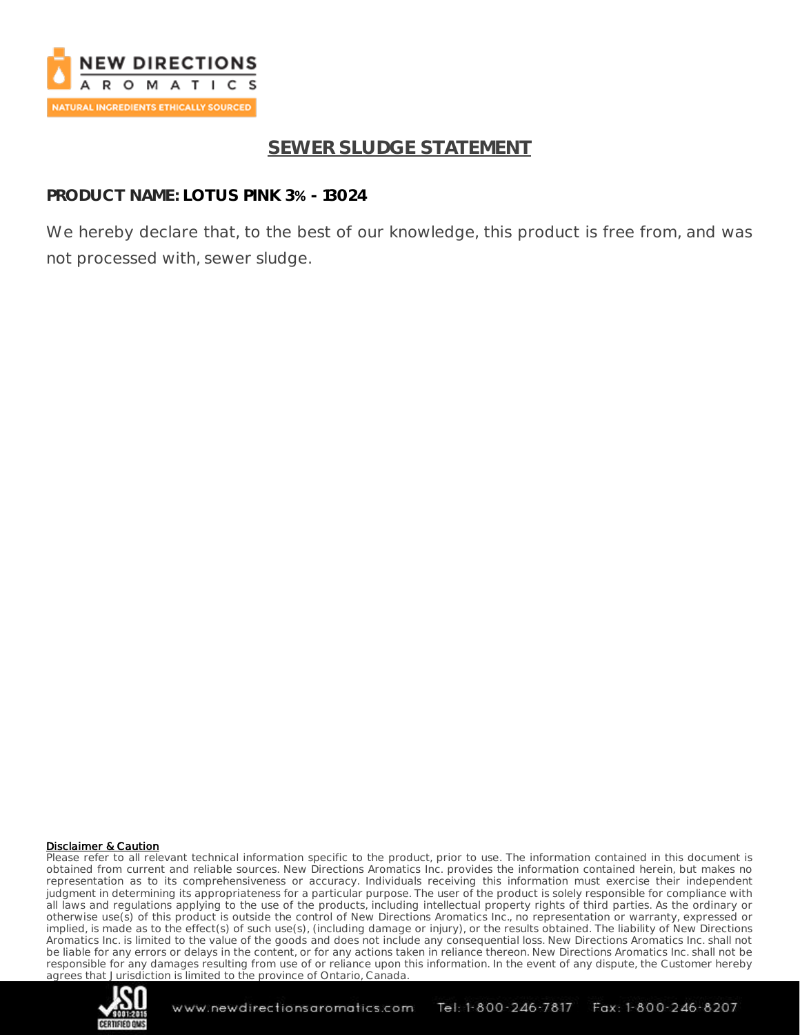# SEWER SLUDGE STATEMENT

**PRODUCT NAME: LOTUS PINK 3% - 13024**

We hereby declare that, to the best of our knowledge, this product is free from, and was not processed with, sewer sludge.

**Disclaimer & Caution**

Please refer to all relevant technical information specific to the product, prior to use. The information contained in this document is obtained from current and reliable sources. New Directions Aromatics Inc. provides the information contained herein, but makes no representation as to its comprehensiveness or accuracy. Individuals receiving this information must exercise their independent judgment in determining its appropriateness for a particular purpose. The user of the product is solely responsible for compliance with all laws and regulations applying to the use of the products, including intellectual property rights of third parties. As the ordinary or otherwise use(s) of this product is outside the control of New Directions Aromatics Inc., no representation or warranty, expressed or implied, is made as to the effect(s) of such use(s), (including damage or injury), or the results obtained. The liability of New Directions Aromatics Inc. is limited to the value of the goods and does not include any consequential loss. New Directions Aromatics Inc. shall not be liable for any errors or delays in the content, or for any actions taken in reliance thereon. New Directions Aromatics Inc. shall not be responsible for any damages resulting from use of or reliance upon this information. In the event of any dispute, the Customer hereby agrees that Jurisdiction is limited to the province of Ontario, Canada.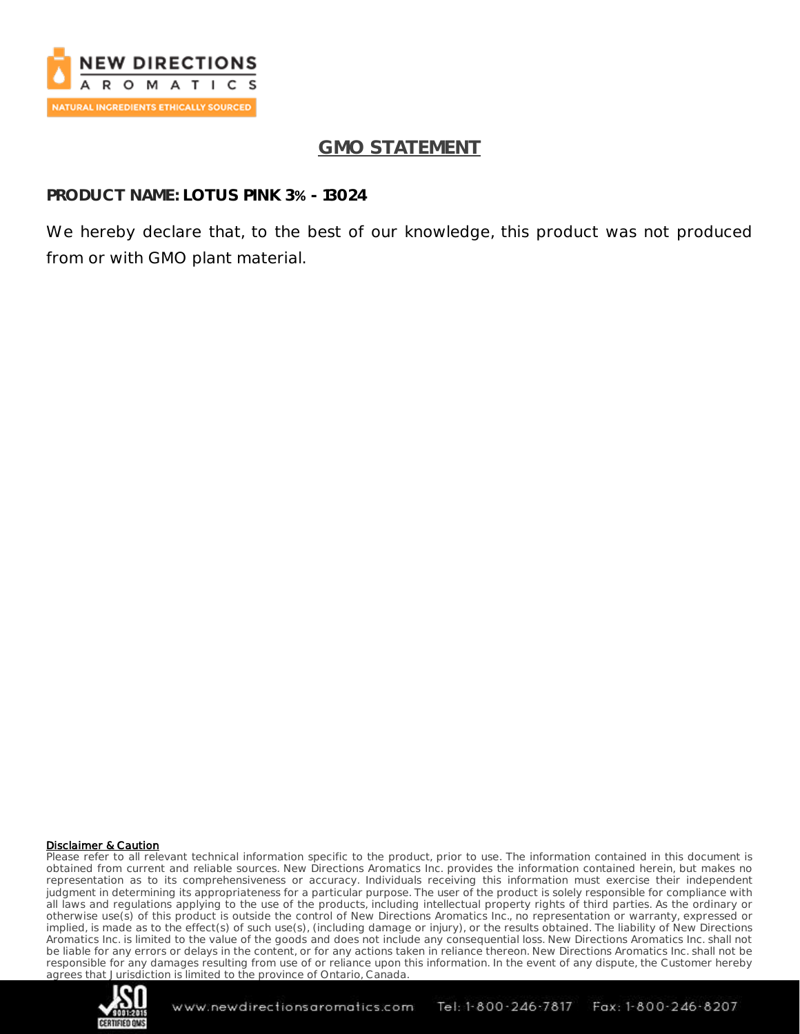# GMO STATEMENT

**PRODUCT NAME: LOTUS PINK 3% - 13024**

We hereby declare that, to the best of our knowledge, this product was not produced from or with GMO plant material.

**Disclaimer & Caution**

Please refer to all relevant technical information specific to the product, prior to use. The information contained in this document is obtained from current and reliable sources. New Directions Aromatics Inc. provides the information contained herein, but makes no representation as to its comprehensiveness or accuracy. Individuals receiving this information must exercise their independent judgment in determining its appropriateness for a particular purpose. The user of the product is solely responsible for compliance with all laws and regulations applying to the use of the products, including intellectual property rights of third parties. As the ordinary or otherwise use(s) of this product is outside the control of New Directions Aromatics Inc., no representation or warranty, expressed or implied, is made as to the effect(s) of such use(s), (including damage or injury), or the results obtained. The liability of New Directions Aromatics Inc. is limited to the value of the goods and does not include any consequential loss. New Directions Aromatics Inc. shall not be liable for any errors or delays in the content, or for any actions taken in reliance thereon. New Directions Aromatics Inc. shall not be responsible for any damages resulting from use of or reliance upon this information. In the event of any dispute, the Customer hereby agrees that Jurisdiction is limited to the province of Ontario, Canada.

www.newdirectionsaromatics.com Tel: 1-800-246-7817 Fax: 1-800-246-8207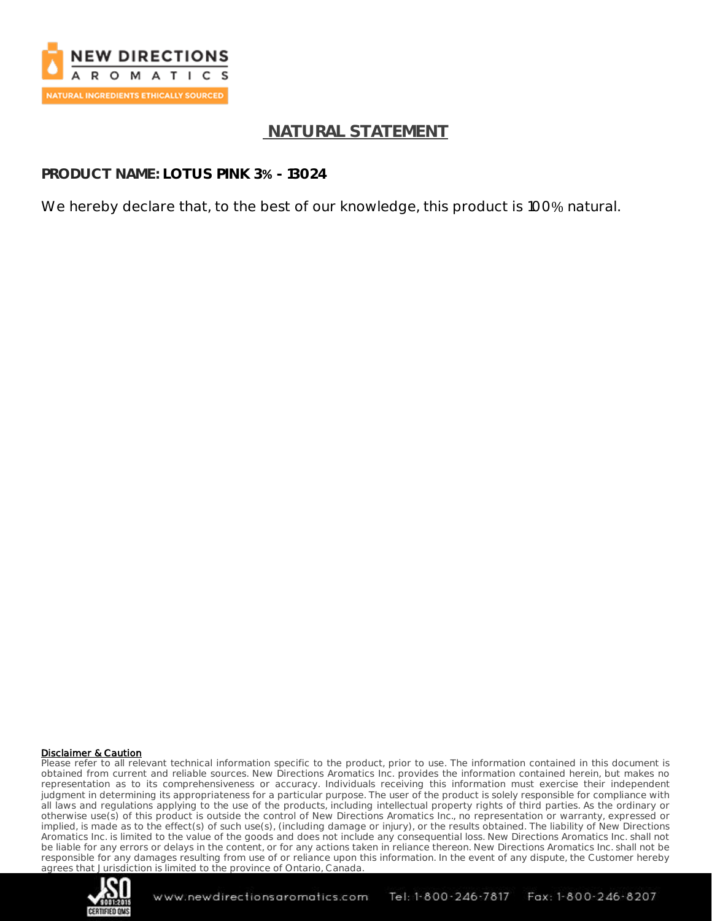# NATURAL STATEMENT

**PRODUCT NAME: LOTUS PINK 3% - 13024**

We hereby declare that, to the best of our knowledge, this product is 100% natural.

**Disclaimer & Caution**

Please refer to all relevant technical information specific to the product, prior to use. The information contained in this document is obtained from current and reliable sources. New Directions Aromatics Inc. provides the information contained herein, but makes no representation as to its comprehensiveness or accuracy. Individuals receiving this information must exercise their independent judgment in determining its appropriateness for a particular purpose. The user of the product is solely responsible for compliance with all laws and regulations applying to the use of the products, including intellectual property rights of third parties. As the ordinary or otherwise use(s) of this product is outside the control of New Directions Aromatics Inc., no representation or warranty, expressed or implied, is made as to the effect(s) of such use(s), (including damage or injury), or the results obtained. The liability of New Directions Aromatics Inc. is limited to the value of the goods and does not include any consequential loss. New Directions Aromatics Inc. shall not be liable for any errors or delays in the content, or for any actions taken in reliance thereon. New Directions Aromatics Inc. shall not be responsible for any damages resulting from use of or reliance upon this information. In the event of any dispute, the Customer hereby agrees that Jurisdiction is limited to the province of Ontario, Canada.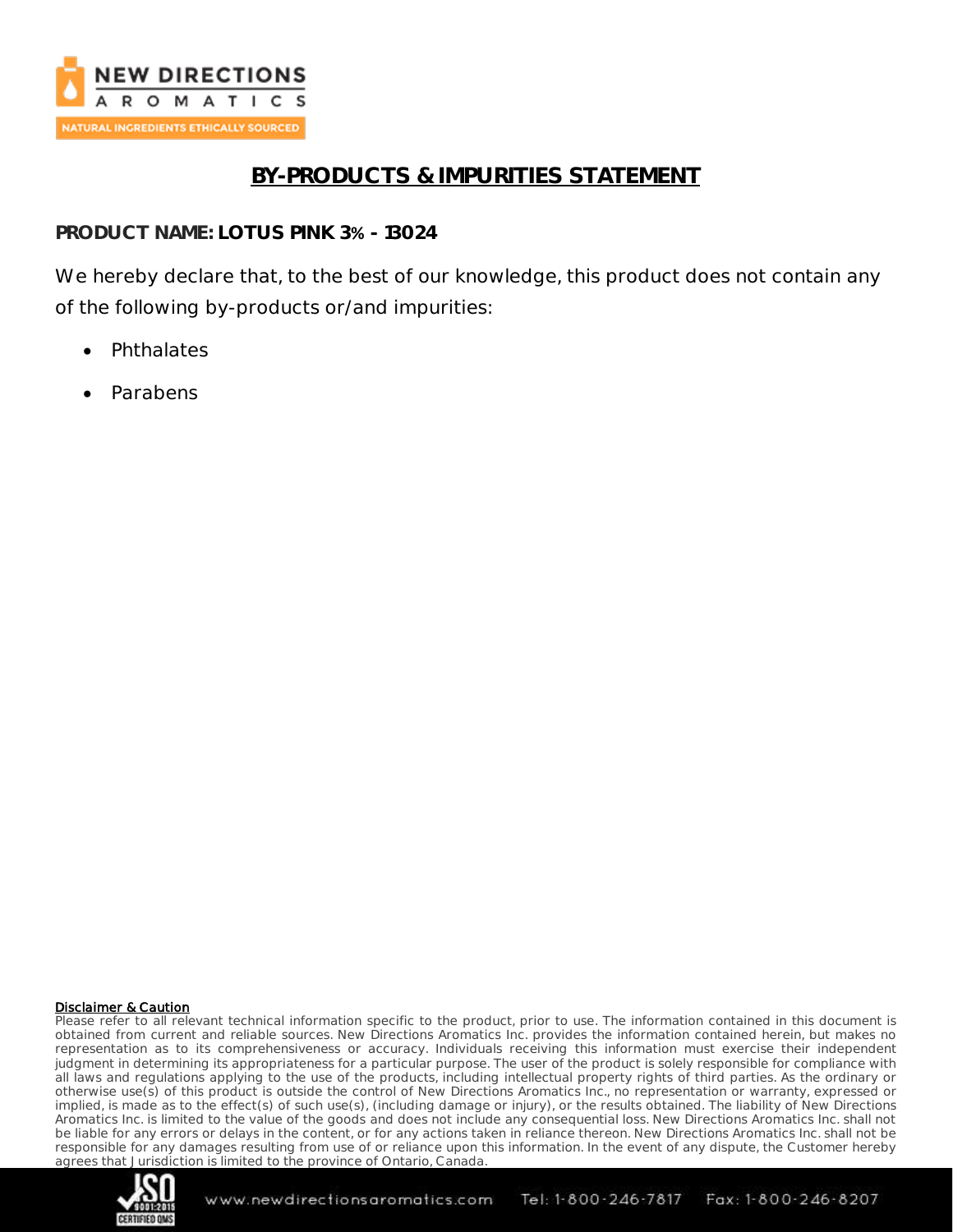# BY-PRODUCTS & IMPURITIES STATEMENT

**PRODUCT NAME: LOTUS PINK 3% - 13024**

We hereby declare that, to the best of our knowledge, this product does not contain any of the following by-products or/and impurities:

- Phthalates
- Parabens

**Disclaimer & Caution**

Please refer to all relevant technical information specific to the product, prior to use. The information contained in this document is obtained from current and reliable sources. New Directions Aromatics Inc. provides the information contained herein, but makes no representation as to its comprehensiveness or accuracy. Individuals receiving this information must exercise their independent judgment in determining its appropriateness for a particular purpose. The user of the product is solely responsible for compliance with all laws and regulations applying to the use of the products, including intellectual property rights of third parties. As the ordinary or otherwise use(s) of this product is outside the control of New Directions Aromatics Inc., no representation or warranty, expressed or implied, is made as to the effect(s) of such use(s), (including damage or injury), or the results obtained. The liability of New Directions Aromatics Inc. is limited to the value of the goods and does not include any consequential loss. New Directions Aromatics Inc. shall not be liable for any errors or delays in the content, or for any actions taken in reliance thereon. New Directions Aromatics Inc. shall not be responsible for any damages resulting from use of or reliance upon this information. In the event of any dispute, the Customer hereby agrees that Jurisdiction is limited to the province of Ontario, Canada.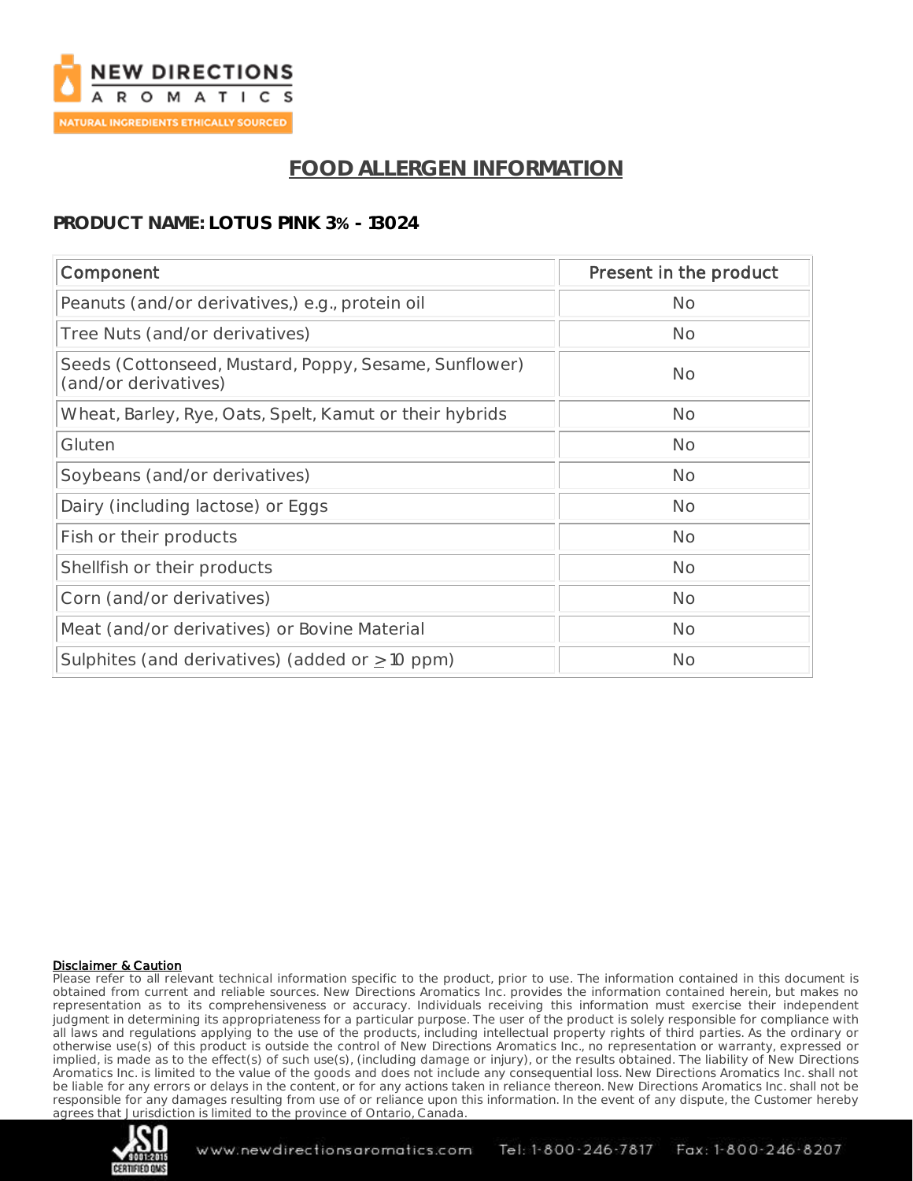# FOOD ALLERGEN INFORMATION

**PRODUCT NAME: LOTUS PINK 3% - 13024**

| Component | Present in the product |
|---|---|
| Peanuts (and/or derivatives,) e.g., protein oil | No |
| Tree Nuts (and/or derivatives) | No |
| Seeds (Cottonseed, Mustard, Poppy, Sesame, Sunflower) (and/or derivatives) | No |
| Wheat, Barley, Rye, Oats, Spelt, Kamut or their hybrids | No |
| Gluten | No |
| Soybeans (and/or derivatives) | No |
| Dairy (including lactose) or Eggs | No |
| Fish or their products | No |
| Shellfish or their products | No |
| Corn (and/or derivatives) | No |
| Meat (and/or derivatives) or Bovine Material | No |
| Sulphites (and derivatives) (added or $\geq$ 10 ppm) | No |

**Disclaimer & Caution**

Please refer to all relevant technical information specific to the product, prior to use. The information contained in this document is obtained from current and reliable sources. New Directions Aromatics Inc. provides the information contained herein, but makes no representation as to its comprehensiveness or accuracy. Individuals receiving this information must exercise their independent judgment in determining its appropriateness for a particular purpose. The user of the product is solely responsible for compliance with all laws and regulations applying to the use of the products, including intellectual property rights of third parties. As the ordinary or otherwise use(s) of this product is outside the control of New Directions Aromatics Inc., no representation or warranty, expressed or implied, is made as to the effect(s) of such use(s), (including damage or injury), or the results obtained. The liability of New Directions Aromatics Inc. is limited to the value of the goods and does not include any consequential loss. New Directions Aromatics Inc. shall not be liable for any errors or delays in the content, or for any actions taken in reliance thereon. New Directions Aromatics Inc. shall not be responsible for any damages resulting from use of or reliance upon this information. In the event of any dispute, the Customer hereby agrees that Jurisdiction is limited to the province of Ontario, Canada.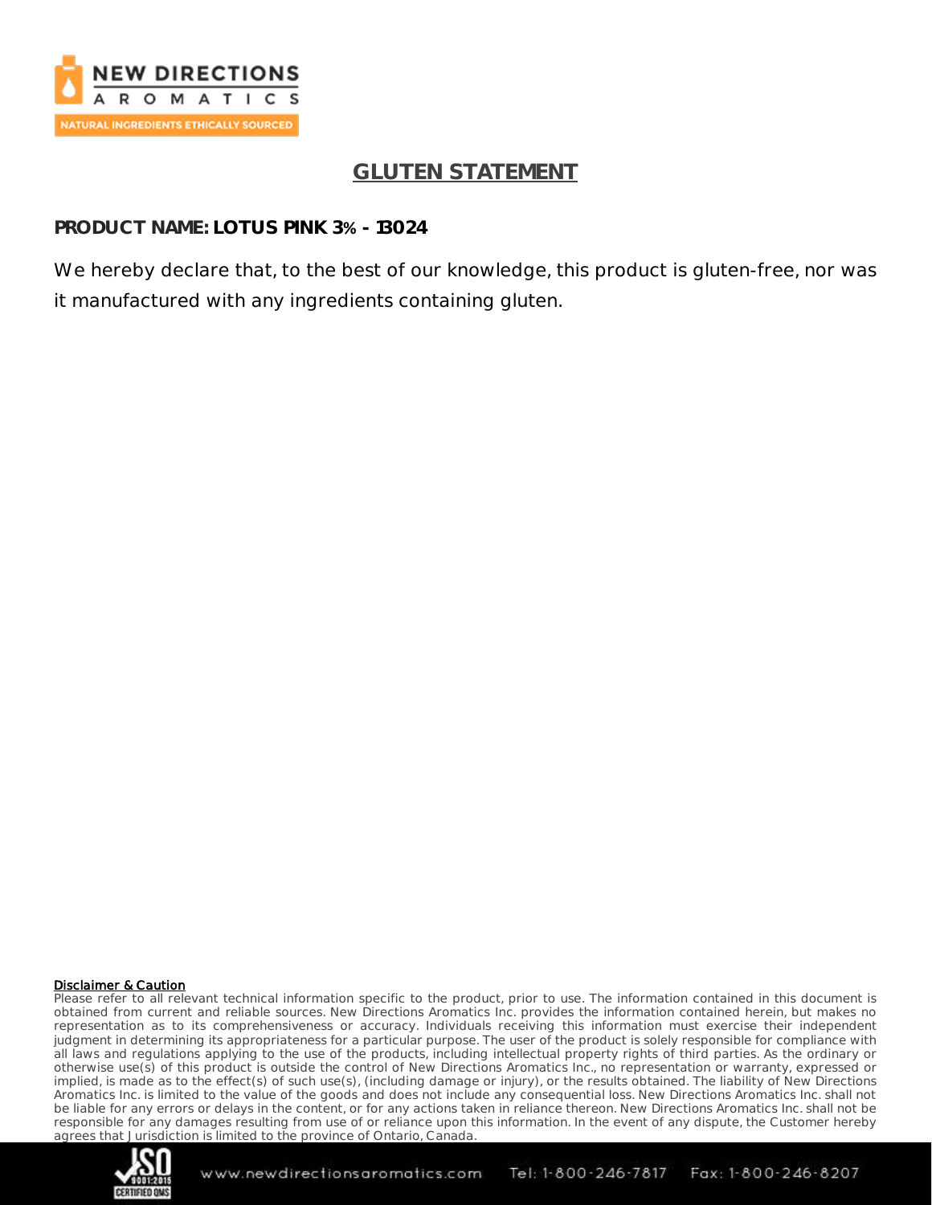## GLUTEN STATEMENT

**PRODUCT NAME: LOTUS PINK 3% - 13024**

We hereby declare that, to the best of our knowledge, this product is gluten-free, nor was it manufactured with any ingredients containing gluten.

**Disclaimer & Caution**

Please refer to all relevant technical information specific to the product, prior to use. The information contained in this document is obtained from current and reliable sources. New Directions Aromatics Inc. provides the information contained herein, but makes no representation as to its comprehensiveness or accuracy. Individuals receiving this information must exercise their independent judgment in determining its appropriateness for a particular purpose. The user of the product is solely responsible for compliance with all laws and regulations applying to the use of the products, including intellectual property rights of third parties. As the ordinary or otherwise use(s) of this product is outside the control of New Directions Aromatics Inc., no representation or warranty, expressed or implied, is made as to the effect(s) of such use(s), (including damage or injury), or the results obtained. The liability of New Directions Aromatics Inc. is limited to the value of the goods and does not include any consequential loss. New Directions Aromatics Inc. shall not be liable for any errors or delays in the content, or for any actions taken in reliance thereon. New Directions Aromatics Inc. shall not be responsible for any damages resulting from use of or reliance upon this information. In the event of any dispute, the Customer hereby agrees that Jurisdiction is limited to the province of Ontario, Canada.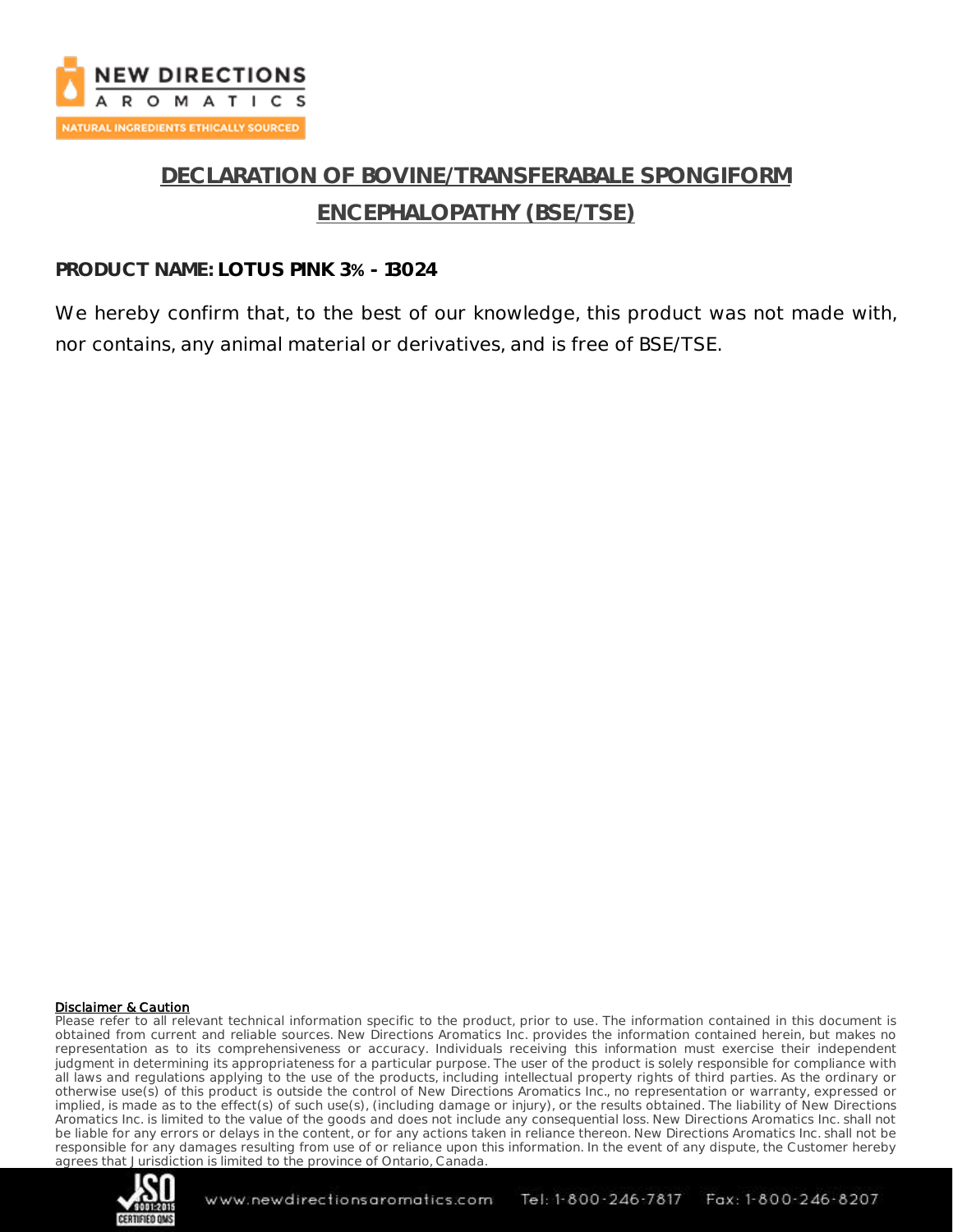# DECLARATION OF BOVINE/TRANSFERABALE SPONGIFORM ENCEPHALOPATHY (BSE/TSE)

**PRODUCT NAME: LOTUS PINK 3% - 13024**

We hereby confirm that, to the best of our knowledge, this product was not made with, nor contains, any animal material or derivatives, and is free of BSE/TSE.

**Disclaimer & Caution**

Please refer to all relevant technical information specific to the product, prior to use. The information contained in this document is obtained from current and reliable sources. New Directions Aromatics Inc. provides the information contained herein, but makes no representation as to its comprehensiveness or accuracy. Individuals receiving this information must exercise their independent judgment in determining its appropriateness for a particular purpose. The user of the product is solely responsible for compliance with all laws and regulations applying to the use of the products, including intellectual property rights of third parties. As the ordinary or otherwise use(s) of this product is outside the control of New Directions Aromatics Inc., no representation or warranty, expressed or implied, is made as to the effect(s) of such use(s), (including damage or injury), or the results obtained. The liability of New Directions Aromatics Inc. is limited to the value of the goods and does not include any consequential loss. New Directions Aromatics Inc. shall not be liable for any errors or delays in the content, or for any actions taken in reliance thereon. New Directions Aromatics Inc. shall not be responsible for any damages resulting from use of or reliance upon this information. In the event of any dispute, the Customer hereby agrees that Jurisdiction is limited to the province of Ontario, Canada.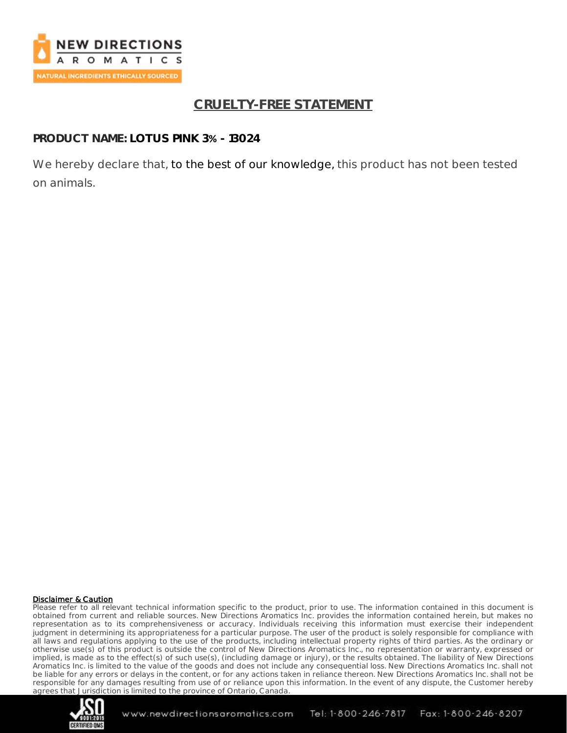# CRUELTY-FREE STATEMENT

**PRODUCT NAME: LOTUS PINK 3% - 13024**

We hereby declare that, to the best of our knowledge, this product has not been tested on animals.

**Disclaimer & Caution**

Please refer to all relevant technical information specific to the product, prior to use. The information contained in this document is obtained from current and reliable sources. New Directions Aromatics Inc. provides the information contained herein, but makes no representation as to its comprehensiveness or accuracy. Individuals receiving this information must exercise their independent judgment in determining its appropriateness for a particular purpose. The user of the product is solely responsible for compliance with all laws and regulations applying to the use of the products, including intellectual property rights of third parties. As the ordinary or otherwise use(s) of this product is outside the control of New Directions Aromatics Inc., no representation or warranty, expressed or implied, is made as to the effect(s) of such use(s), (including damage or injury), or the results obtained. The liability of New Directions Aromatics Inc. is limited to the value of the goods and does not include any consequential loss. New Directions Aromatics Inc. shall not be liable for any errors or delays in the content, or for any actions taken in reliance thereon. New Directions Aromatics Inc. shall not be responsible for any damages resulting from use of or reliance upon this information. In the event of any dispute, the Customer hereby agrees that Jurisdiction is limited to the province of Ontario, Canada.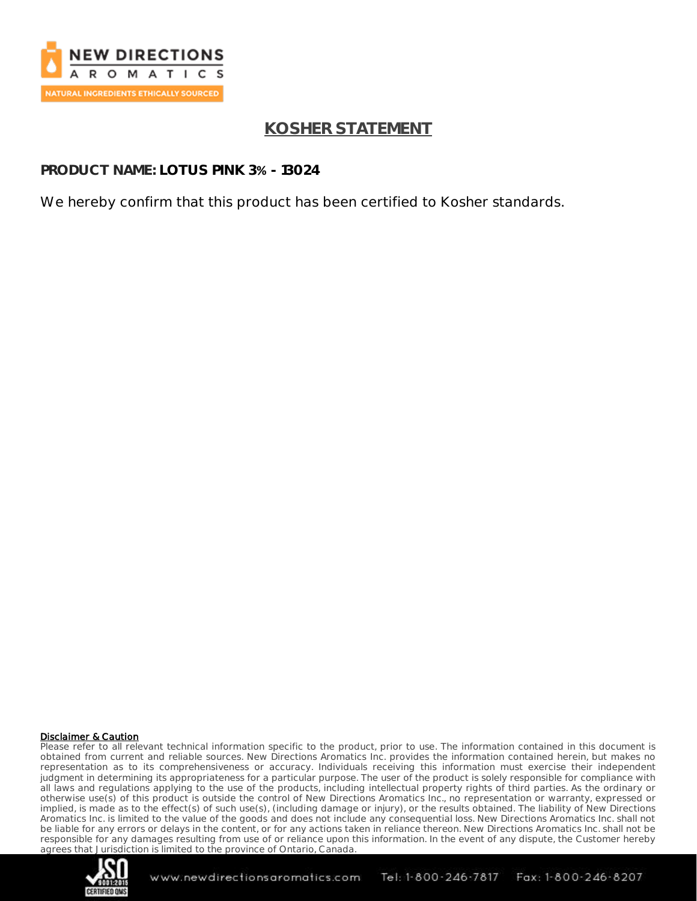## KOSHER STATEMENT

**PRODUCT NAME: LOTUS PINK 3% - 13024**

We hereby confirm that this product has been certified to Kosher standards.

**Disclaimer & Caution**

Please refer to all relevant technical information specific to the product, prior to use. The information contained in this document is obtained from current and reliable sources. New Directions Aromatics Inc. provides the information contained herein, but makes no representation as to its comprehensiveness or accuracy. Individuals receiving this information must exercise their independent judgment in determining its appropriateness for a particular purpose. The user of the product is solely responsible for compliance with all laws and regulations applying to the use of the products, including intellectual property rights of third parties. As the ordinary or otherwise use(s) of this product is outside the control of New Directions Aromatics Inc., no representation or warranty, expressed or implied, is made as to the effect(s) of such use(s), (including damage or injury), or the results obtained. The liability of New Directions Aromatics Inc. is limited to the value of the goods and does not include any consequential loss. New Directions Aromatics Inc. shall not be liable for any errors or delays in the content, or for any actions taken in reliance thereon. New Directions Aromatics Inc. shall not be responsible for any damages resulting from use of or reliance upon this information. In the event of any dispute, the Customer hereby agrees that Jurisdiction is limited to the province of Ontario, Canada.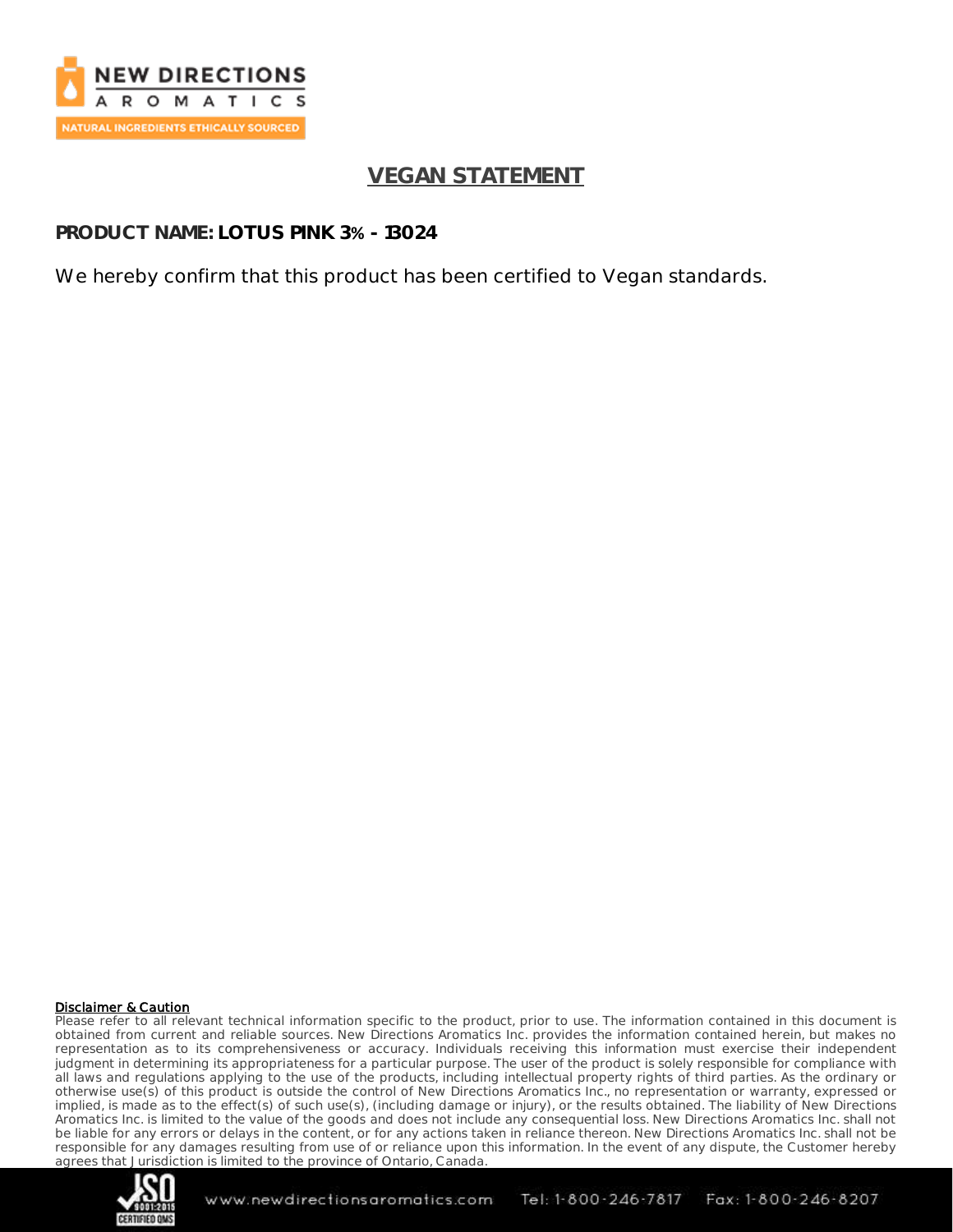# VEGAN STATEMENT

**PRODUCT NAME: LOTUS PINK 3% - 13024**

We hereby confirm that this product has been certified to Vegan standards.

**Disclaimer & Caution**

Please refer to all relevant technical information specific to the product, prior to use. The information contained in this document is obtained from current and reliable sources. New Directions Aromatics Inc. provides the information contained herein, but makes no representation as to its comprehensiveness or accuracy. Individuals receiving this information must exercise their independent judgment in determining its appropriateness for a particular purpose. The user of the product is solely responsible for compliance with all laws and regulations applying to the use of the products, including intellectual property rights of third parties. As the ordinary or otherwise use(s) of this product is outside the control of New Directions Aromatics Inc., no representation or warranty, expressed or implied, is made as to the effect(s) of such use(s), (including damage or injury), or the results obtained. The liability of New Directions Aromatics Inc. is limited to the value of the goods and does not include any consequential loss. New Directions Aromatics Inc. shall not be liable for any errors or delays in the content, or for any actions taken in reliance thereon. New Directions Aromatics Inc. shall not be responsible for any damages resulting from use of or reliance upon this information. In the event of any dispute, the Customer hereby agrees that Jurisdiction is limited to the province of Ontario, Canada.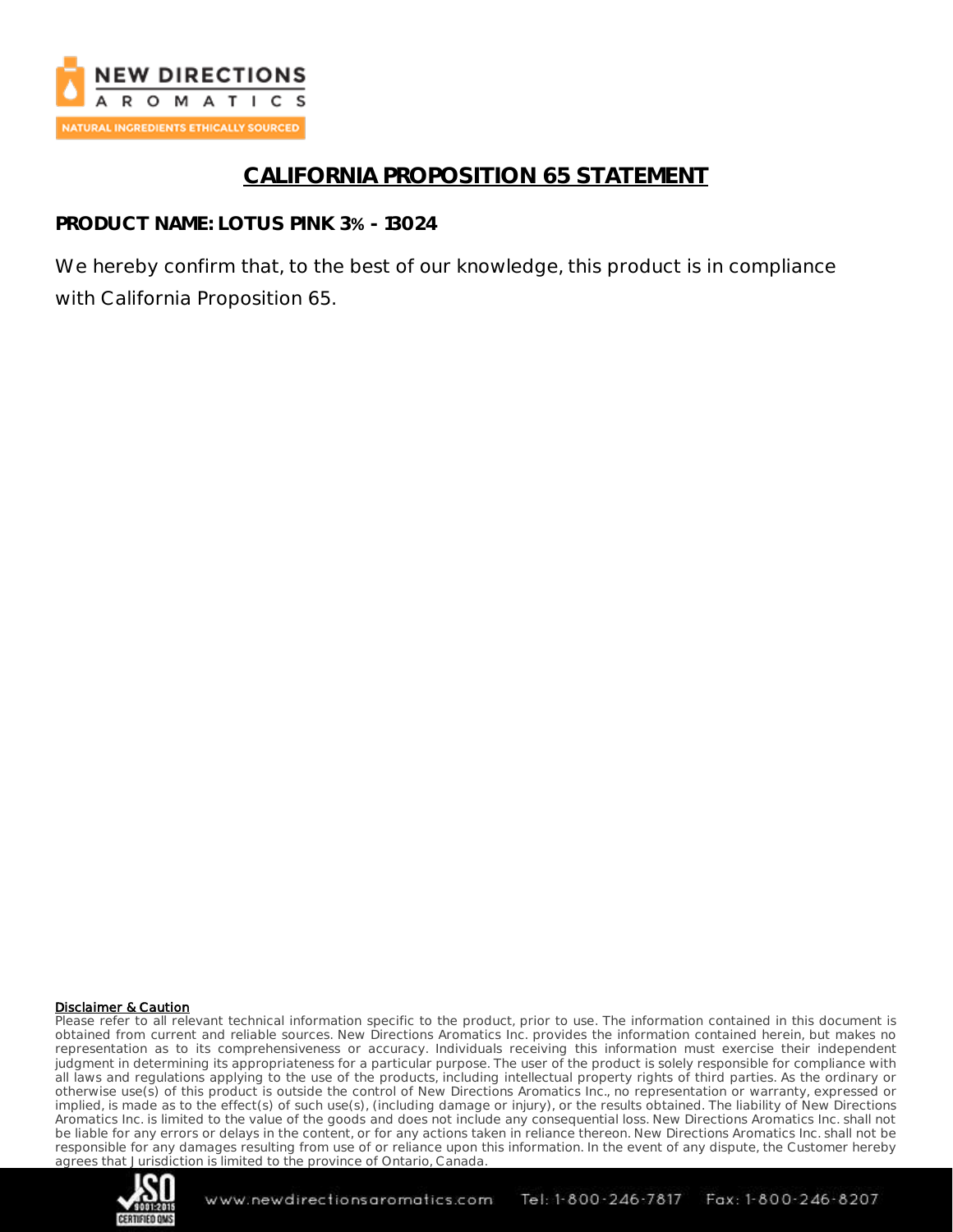# CALIFORNIA PROPOSITION 65 STATEMENT

**PRODUCT NAME: LOTUS PINK 3% - 13024**

We hereby confirm that, to the best of our knowledge, this product is in compliance with California Proposition 65.

**Disclaimer & Caution**

Please refer to all relevant technical information specific to the product, prior to use. The information contained in this document is obtained from current and reliable sources. New Directions Aromatics Inc. provides the information contained herein, but makes no representation as to its comprehensiveness or accuracy. Individuals receiving this information must exercise their independent judgment in determining its appropriateness for a particular purpose. The user of the product is solely responsible for compliance with all laws and regulations applying to the use of the products, including intellectual property rights of third parties. As the ordinary or otherwise use(s) of this product is outside the control of New Directions Aromatics Inc., no representation or warranty, expressed or implied, is made as to the effect(s) of such use(s), (including damage or injury), or the results obtained. The liability of New Directions Aromatics Inc. is limited to the value of the goods and does not include any consequential loss. New Directions Aromatics Inc. shall not be liable for any errors or delays in the content, or for any actions taken in reliance thereon. New Directions Aromatics Inc. shall not be responsible for any damages resulting from use of or reliance upon this information. In the event of any dispute, the Customer hereby agrees that Jurisdiction is limited to the province of Ontario, Canada.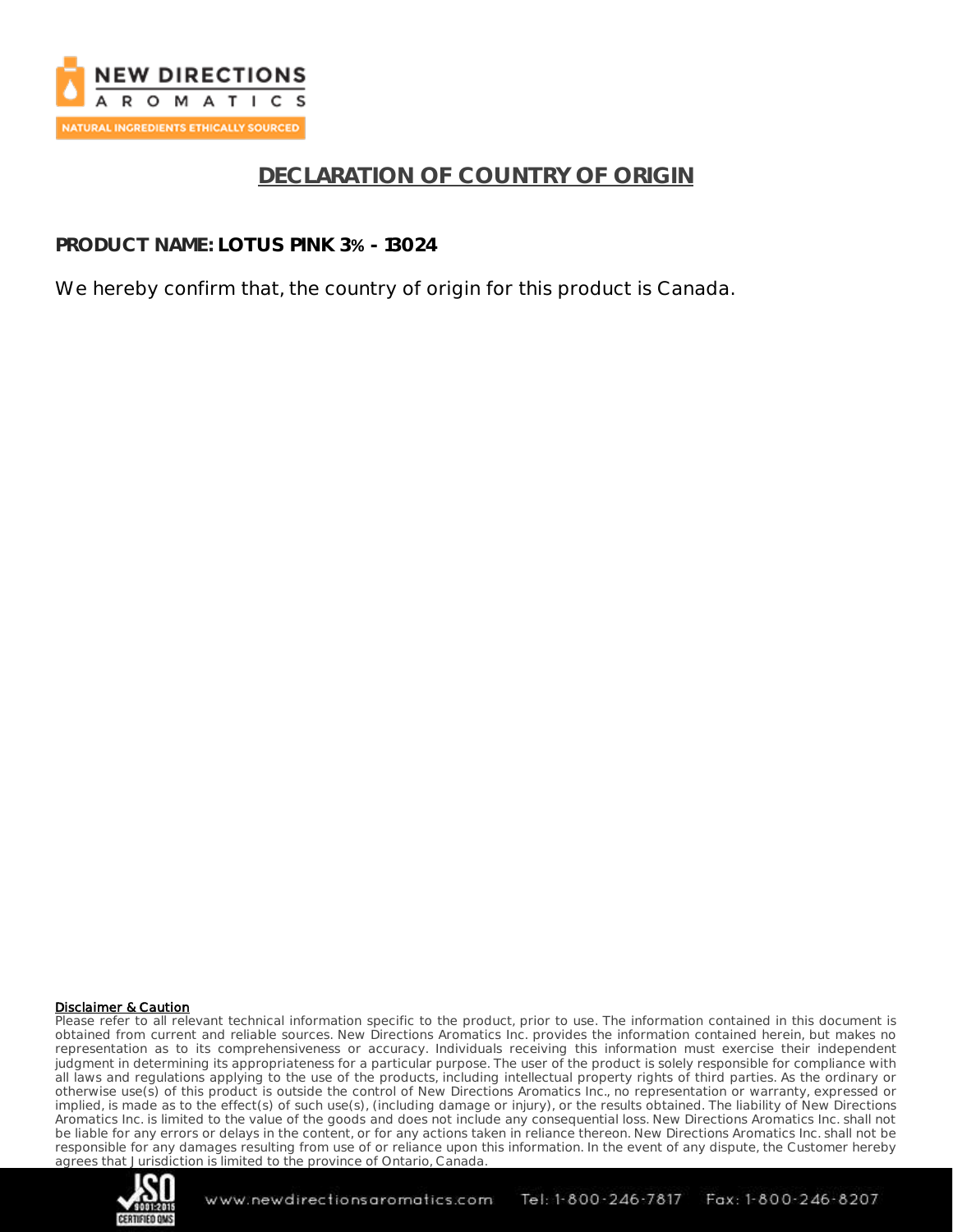# DECLARATION OF COUNTRY OF ORIGIN

**PRODUCT NAME: LOTUS PINK 3% - 13024**

We hereby confirm that, the country of origin for this product is Canada.

**Disclaimer & Caution**

Please refer to all relevant technical information specific to the product, prior to use. The information contained in this document is obtained from current and reliable sources. New Directions Aromatics Inc. provides the information contained herein, but makes no representation as to its comprehensiveness or accuracy. Individuals receiving this information must exercise their independent judgment in determining its appropriateness for a particular purpose. The user of the product is solely responsible for compliance with all laws and regulations applying to the use of the products, including intellectual property rights of third parties. As the ordinary or otherwise use(s) of this product is outside the control of New Directions Aromatics Inc., no representation or warranty, expressed or implied, is made as to the effect(s) of such use(s), (including damage or injury), or the results obtained. The liability of New Directions Aromatics Inc. is limited to the value of the goods and does not include any consequential loss. New Directions Aromatics Inc. shall not be liable for any errors or delays in the content, or for any actions taken in reliance thereon. New Directions Aromatics Inc. shall not be responsible for any damages resulting from use of or reliance upon this information. In the event of any dispute, the Customer hereby agrees that Jurisdiction is limited to the province of Ontario, Canada.